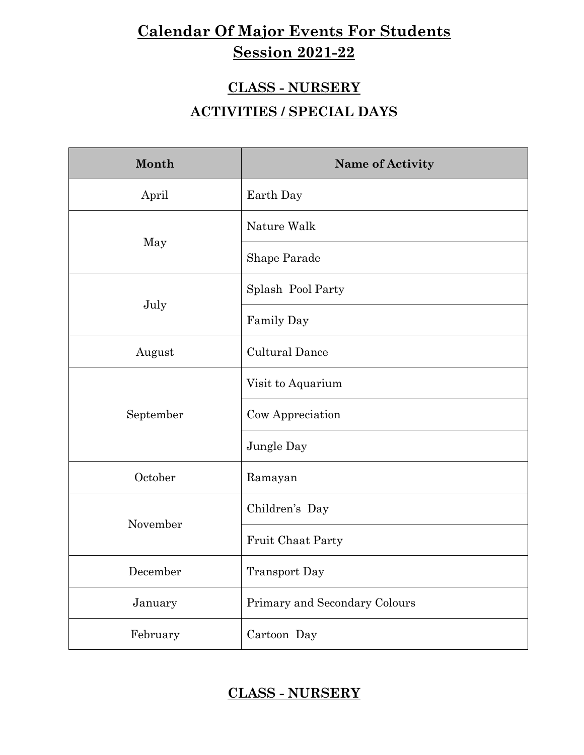# Calendar Of Major Events For Students
# Session 2021-22

## CLASS - NURSERY

## ACTIVITIES / SPECIAL DAYS

| Month | Name of Activity |
|---|---|
| April | Earth Day |
| May | Nature Walk |
| | Shape Parade |
| July | Splash Pool Party |
| | Family Day |
| August | Cultural Dance |
| September | Visit to Aquarium |
| | Cow Appreciation |
| | Jungle Day |
| October | Ramayan |
| November | Children's Day |
| | Fruit Chaat Party |
| December | Transport Day |
| January | Primary and Secondary Colours |
| February | Cartoon Day |

## CLASS - NURSERY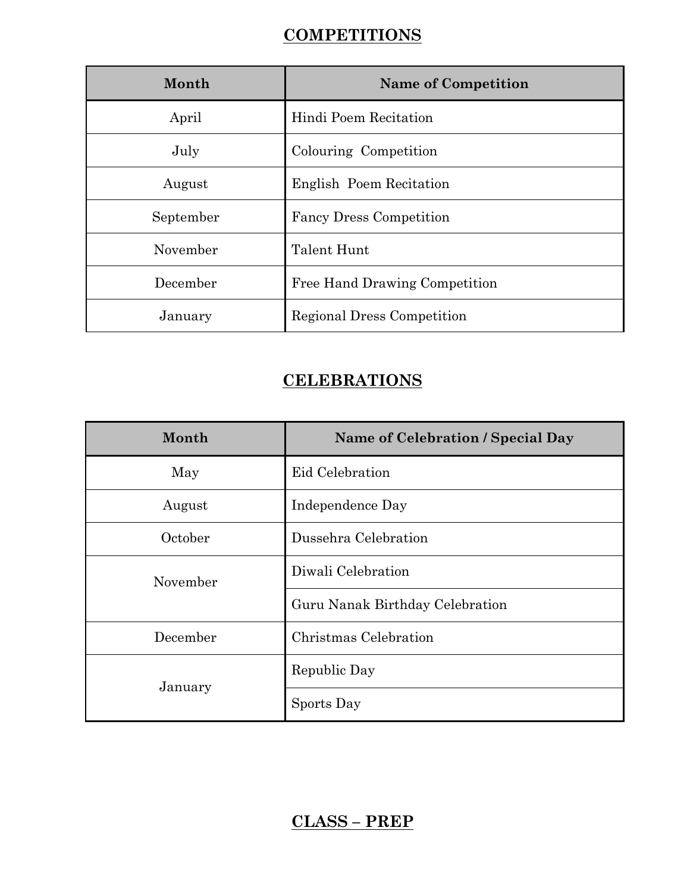## COMPETITIONS

| Month | Name of Competition |
| --- | --- |
| April | Hindi Poem Recitation |
| July | Colouring Competition |
| August | English Poem Recitation |
| September | Fancy Dress Competition |
| November | Talent Hunt |
| December | Free Hand Drawing Competition |
| January | Regional Dress Competition |

## CELEBRATIONS

| Month | Name of Celebration / Special Day |
| --- | --- |
| May | Eid Celebration |
| August | Independence Day |
| October | Dussehra Celebration |
| November | Diwali Celebration |
| | Guru Nanak Birthday Celebration |
| December | Christmas Celebration |
| January | Republic Day |
| | Sports Day |

## CLASS – PREP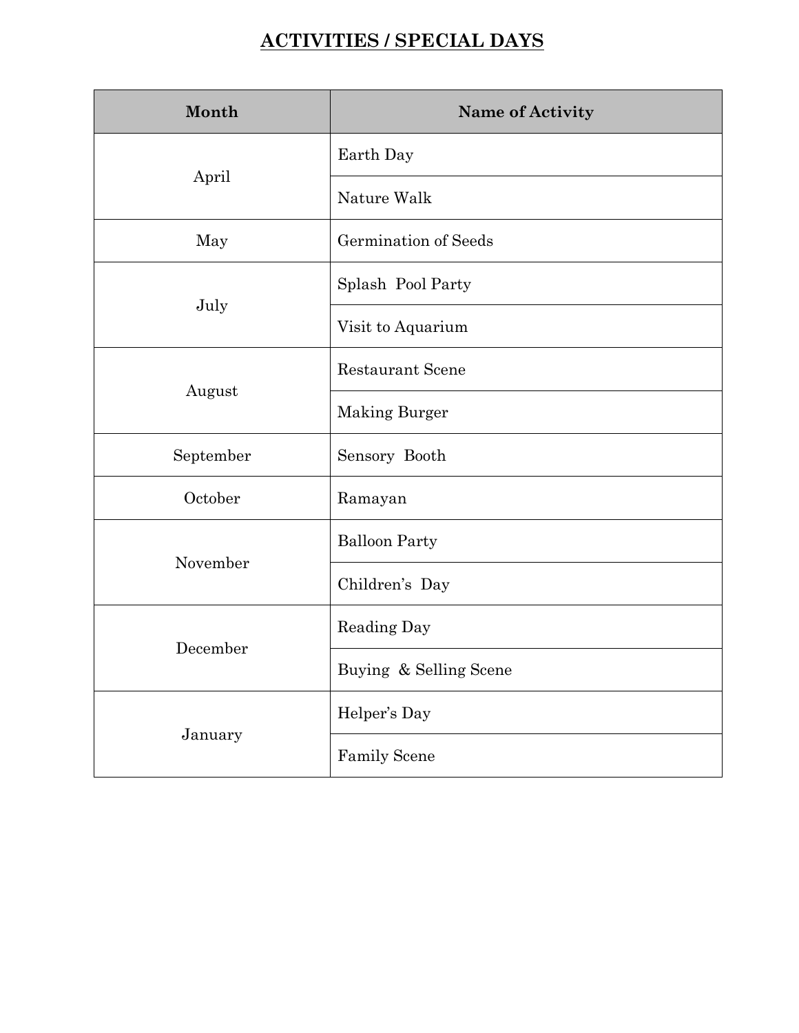# ACTIVITIES / SPECIAL DAYS

| Month | Name of Activity |
|---|---|
| April | Earth Day |
| | Nature Walk |
| May | Germination of Seeds |
| July | Splash Pool Party |
| | Visit to Aquarium |
| August | Restaurant Scene |
| | Making Burger |
| September | Sensory Booth |
| October | Ramayan |
| November | Balloon Party |
| | Children's Day |
| December | Reading Day |
| | Buying & Selling Scene |
| January | Helper's Day |
| | Family Scene |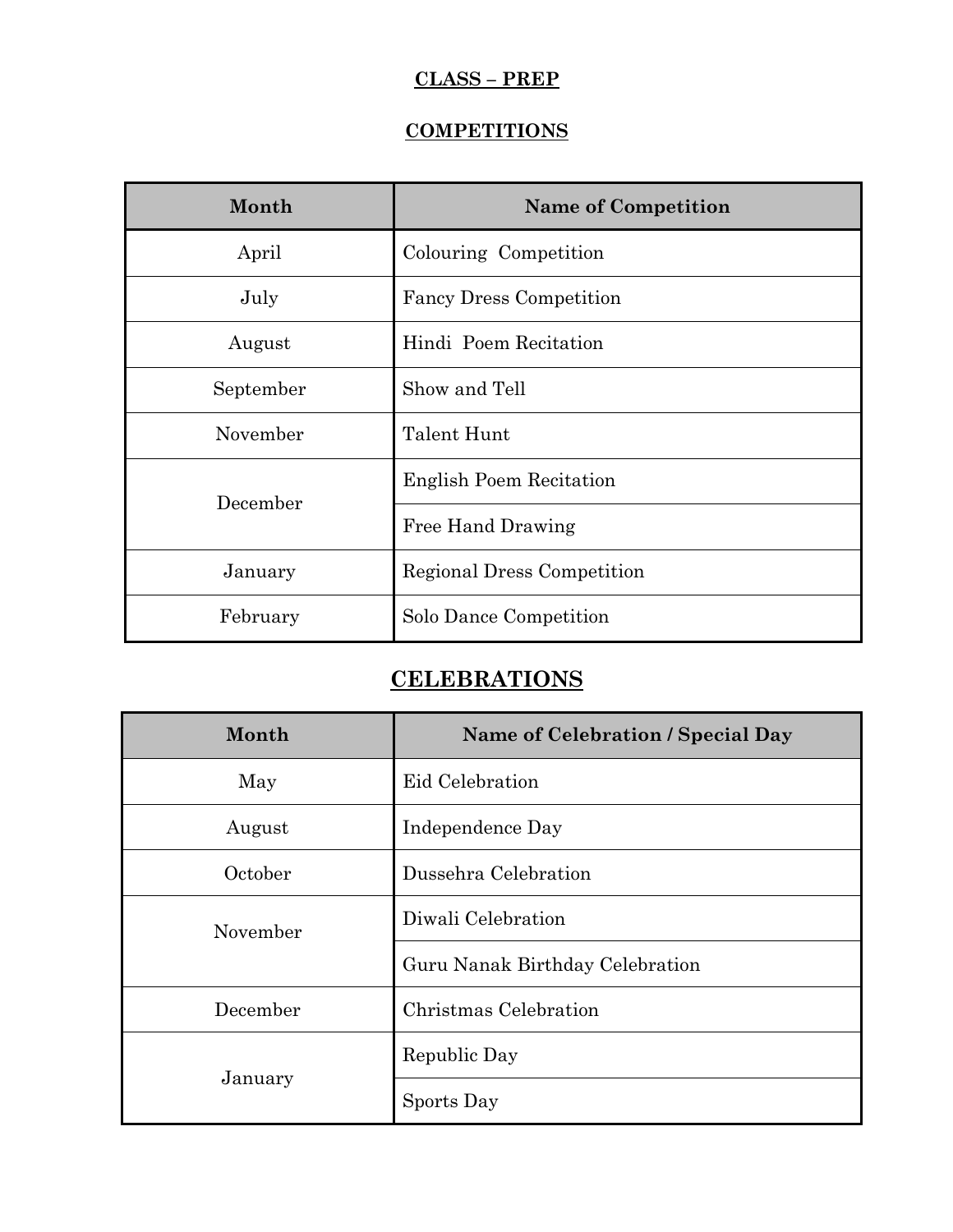## CLASS – PREP

## COMPETITIONS

| Month | Name of Competition |
|---|---|
| April | Colouring Competition |
| July | Fancy Dress Competition |
| August | Hindi Poem Recitation |
| September | Show and Tell |
| November | Talent Hunt |
| December | English Poem Recitation |
| | Free Hand Drawing |
| January | Regional Dress Competition |
| February | Solo Dance Competition |

## CELEBRATIONS

| Month | Name of Celebration / Special Day |
|---|---|
| May | Eid Celebration |
| August | Independence Day |
| October | Dussehra Celebration |
| November | Diwali Celebration |
| | Guru Nanak Birthday Celebration |
| December | Christmas Celebration |
| January | Republic Day |
| | Sports Day |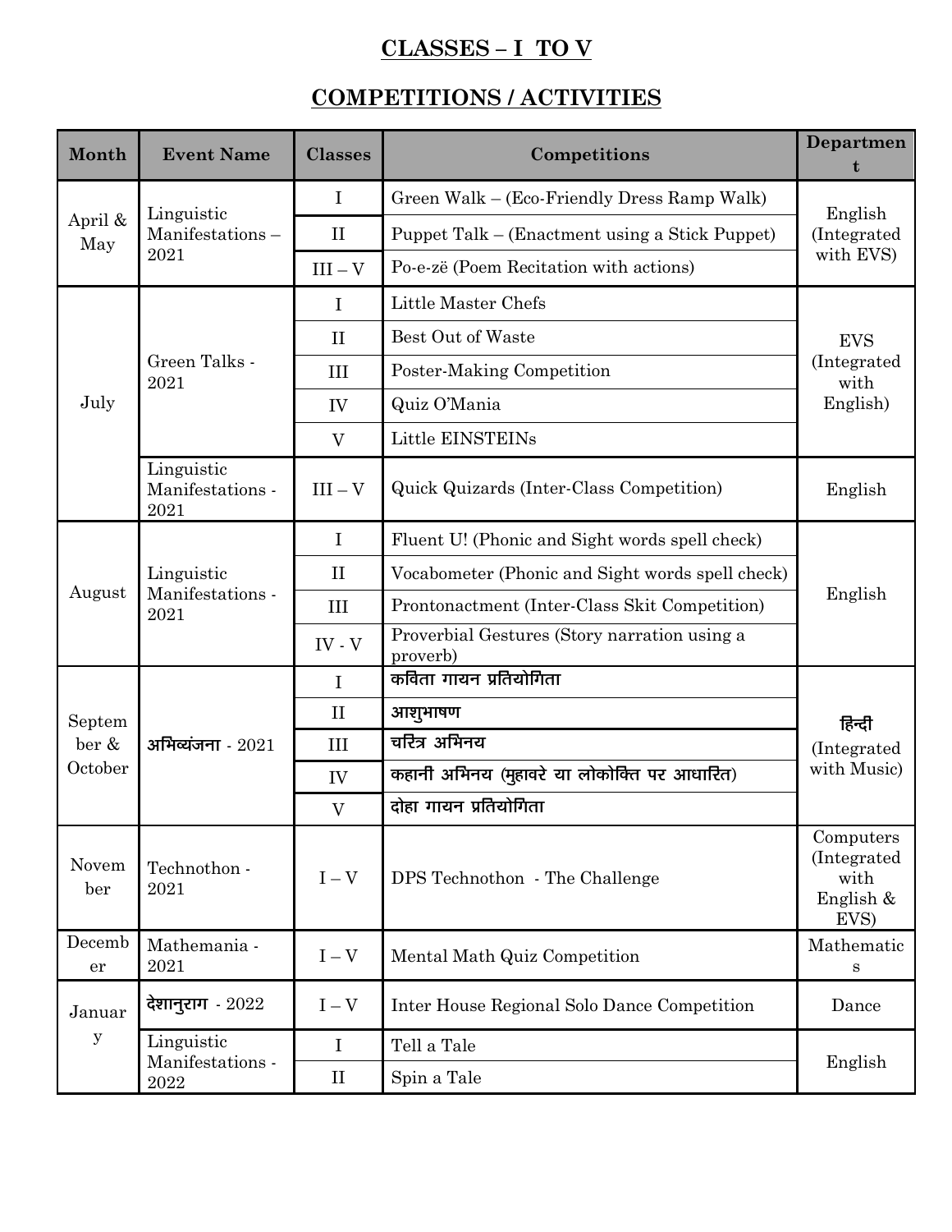## CLASSES – I TO V

## COMPETITIONS / ACTIVITIES

| Month | Event Name | Classes | Competitions | Department |
|---|---|---|---|---|
| April & May | Linguistic Manifestations – 2021 | I | Green Walk – (Eco-Friendly Dress Ramp Walk) | English (Integrated with EVS) |
| | | II | Puppet Talk – (Enactment using a Stick Puppet) | |
| | | III – V | Po-e-zë (Poem Recitation with actions) | |
| July | Green Talks - 2021 | I | Little Master Chefs | EVS (Integrated with English) |
| | | II | Best Out of Waste | |
| | | III | Poster-Making Competition | |
| | | IV | Quiz O'Mania | |
| | | V | Little EINSTEINs | |
| | Linguistic Manifestations - 2021 | III – V | Quick Quizards (Inter-Class Competition) | English |
| August | Linguistic Manifestations - 2021 | I | Fluent U! (Phonic and Sight words spell check) | English |
| | | II | Vocabometer (Phonic and Sight words spell check) | |
| | | III | Prontonactment (Inter-Class Skit Competition) | |
| | | IV - V | Proverbial Gestures (Story narration using a proverb) | |
| September & October | अभिव्यंजना - 2021 | I | कविता गायन प्रतियोगिता | हिन्दी (Integrated with Music) |
| | | II | आशुभाषण | |
| | | III | चरित्र अभिनय | |
| | | IV | कहानी अभिनय (मुहावरे या लोकोक्ति पर आधारित) | |
| | | V | दोहा गायन प्रतियोगिता | |
| November | Technothon - 2021 | I – V | DPS Technothon - The Challenge | Computers (Integrated with English & EVS) |
| December | Mathemania - 2021 | I – V | Mental Math Quiz Competition | Mathematics |
| January | देशानुराग - 2022 | I – V | Inter House Regional Solo Dance Competition | Dance |
| | Linguistic Manifestations - 2022 | I | Tell a Tale | English |
| | | II | Spin a Tale | |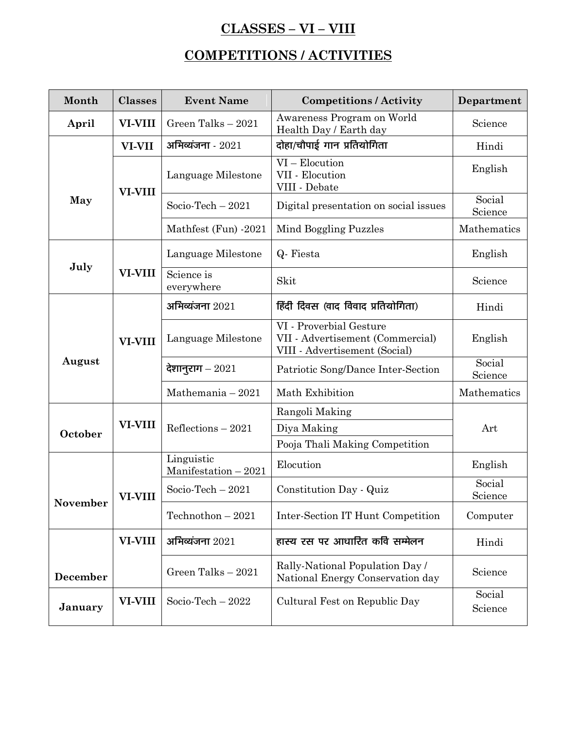# CLASSES – VI – VIII

## COMPETITIONS / ACTIVITIES

| Month | Classes | Event Name | Competitions / Activity | Department |
|---|---|---|---|---|
| April | VI-VIII | Green Talks – 2021 | Awareness Program on World Health Day / Earth day | Science |
| May | VI-VII | अभिव्यंजना - 2021 | दोहा/चौपाई गान प्रतियोगिता | Hindi |
| | VI-VIII | Language Milestone | VI – Elocution<br>VII - Elocution<br>VIII - Debate | English |
| | | Socio-Tech – 2021 | Digital presentation on social issues | Social Science |
| | | Mathfest (Fun) -2021 | Mind Boggling Puzzles | Mathematics |
| July | VI-VIII | Language Milestone | Q- Fiesta | English |
| | | Science is everywhere | Skit | Science |
| August | VI-VIII | अभिव्यंजना 2021 | हिंदी दिवस (वाद विवाद प्रतियोगिता) | Hindi |
| | | Language Milestone | VI - Proverbial Gesture<br>VII - Advertisement (Commercial)<br>VIII - Advertisement (Social) | English |
| | | देशानुराग – 2021 | Patriotic Song/Dance Inter-Section | Social Science |
| | | Mathemania – 2021 | Math Exhibition | Mathematics |
| October | VI-VIII | Reflections – 2021 | Rangoli Making | Art |
| | | | Diya Making | |
| | | | Pooja Thali Making Competition | |
| November | VI-VIII | Linguistic Manifestation – 2021 | Elocution | English |
| | | Socio-Tech – 2021 | Constitution Day - Quiz | Social Science |
| | | Technothon – 2021 | Inter-Section IT Hunt Competition | Computer |
| December | VI-VIII | अभिव्यंजना 2021 | हास्य रस पर आधारित कवि सम्मेलन | Hindi |
| | | Green Talks – 2021 | Rally-National Population Day / National Energy Conservation day | Science |
| January | VI-VIII | Socio-Tech – 2022 | Cultural Fest on Republic Day | Social Science |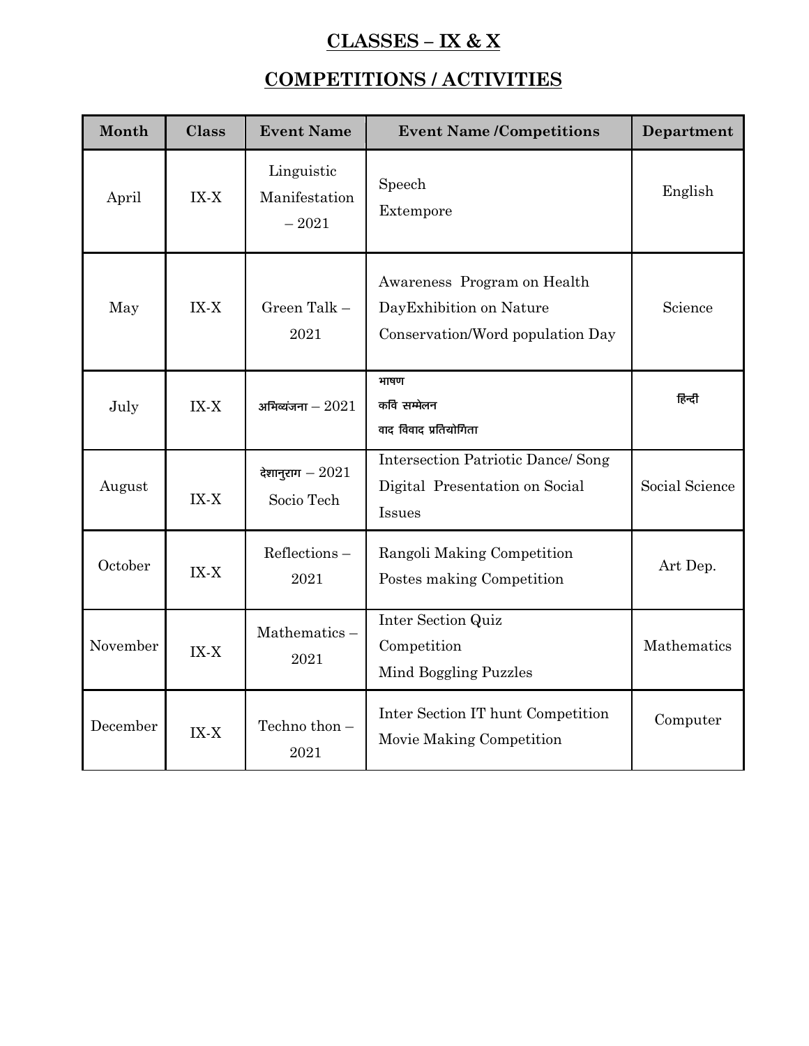## CLASSES – IX & X

## COMPETITIONS / ACTIVITIES

| Month | Class | Event Name | Event Name /Competitions | Department |
|---|---|---|---|---|
| April | IX-X | Linguistic Manifestation – 2021 | Speech<br>Extempore | English |
| May | IX-X | Green Talk – 2021 | Awareness Program on Health DayExhibition on Nature Conservation/Word population Day | Science |
| July | IX-X | अभिव्यंजना – 2021 | भाषण<br>कवि सम्मेलन<br>वाद विवाद प्रतियोगिता | हिन्दी |
| August | IX-X | देशानुराग – 2021<br>Socio Tech | Intersection Patriotic Dance/ Song<br>Digital Presentation on Social Issues | Social Science |
| October | IX-X | Reflections – 2021 | Rangoli Making Competition<br>Postes making Competition | Art Dep. |
| November | IX-X | Mathematics – 2021 | Inter Section Quiz Competition<br>Mind Boggling Puzzles | Mathematics |
| December | IX-X | Techno thon – 2021 | Inter Section IT hunt Competition<br>Movie Making Competition | Computer |